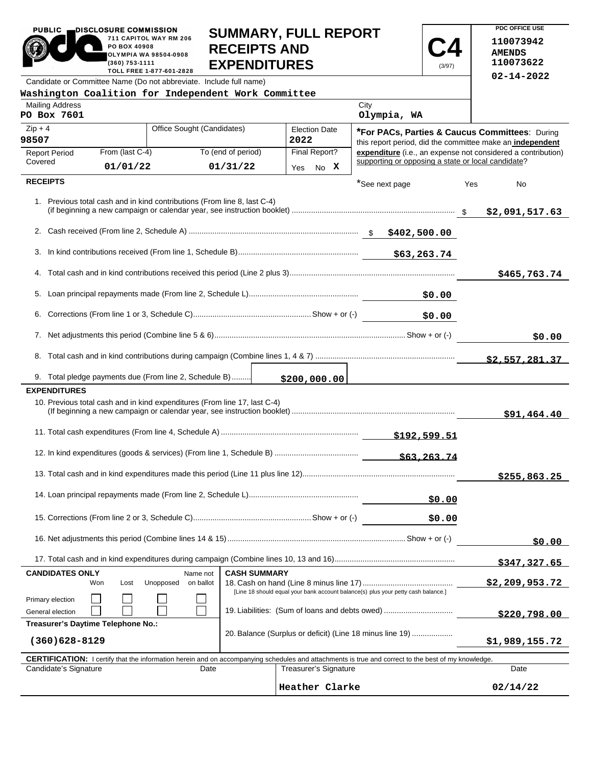PUBLIC DISCLOSURE COMMISSION
711 CAPITOL WAY RM 206
PO BOX 40908
OLYMPIA WA 98504-0908
(360) 753-1111
TOLL FREE 1-877-601-2828

# SUMMARY, FULL REPORT RECEIPTS AND EXPENDITURES

**C4** (3/97)

PDC OFFICE USE
110073942
AMENDS
110073622
02-14-2022

Candidate or Committee Name (Do not abbreviate. Include full name)
**Washington Coalition for Independent Work Committee**

| Mailing Address | City |
|---|---|
| PO Box 7601 | Olympia, WA |

| Zip + 4 | Office Sought (Candidates) | Election Date |
|---|---|---|
| 98507 | | 2022 |

| Report Period Covered | From (last C-4) | To (end of period) | Final Report? |
|---|---|---|---|
| | 01/01/22 | 01/31/22 | Yes No X |

***For PACs, Parties & Caucus Committees**: During this report period, did the committee make an **independent expenditure** (i.e., an expense not considered a contribution) supporting or opposing a state or local candidate?

*See next page — Yes — No

## RECEIPTS

| | | |
|---|---|---|
| 1. Previous total cash and in kind contributions (From line 8, last C-4) (if beginning a new campaign or calendar year, see instruction booklet) | | $ $2,091,517.63 |
| 2. Cash received (From line 2, Schedule A) | $ $402,500.00 | |
| 3. In kind contributions received (From line 1, Schedule B) | $63,263.74 | |
| 4. Total cash and in kind contributions received this period (Line 2 plus 3) | | $465,763.74 |
| 5. Loan principal repayments made (From line 2, Schedule L) | $0.00 | |
| 6. Corrections (From line 1 or 3, Schedule C) Show + or (-) | $0.00 | |
| 7. Net adjustments this period (Combine line 5 & 6) Show + or (-) | | $0.00 |
| 8. Total cash and in kind contributions during campaign (Combine lines 1, 4 & 7) | | $2,557,281.37 |
| 9. Total pledge payments due (From line 2, Schedule B) $200,000.00 | | |

## EXPENDITURES

| | | |
|---|---|---|
| 10. Previous total cash and in kind expenditures (From line 17, last C-4) (If beginning a new campaign or calendar year, see instruction booklet) | | $91,464.40 |
| 11. Total cash expenditures (From line 4, Schedule A) | $192,599.51 | |
| 12. In kind expenditures (goods & services) (From line 1, Schedule B) | $63,263.74 | |
| 13. Total cash and in kind expenditures made this period (Line 11 plus line 12) | | $255,863.25 |
| 14. Loan principal repayments made (From line 2, Schedule L) | $0.00 | |
| 15. Corrections (From line 2 or 3, Schedule C) Show + or (-) | $0.00 | |
| 16. Net adjustments this period (Combine lines 14 & 15) Show + or (-) | | $0.00 |
| 17. Total cash and in kind expenditures during campaign (Combine lines 10, 13 and 16) | | $347,327.65 |

**CANDIDATES ONLY**

| | Won | Lost | Unopposed | Name not on ballot |
|---|---|---|---|---|
| Primary election | ☐ | ☐ | ☐ | ☐ |
| General election | ☐ | ☐ | ☐ | ☐ |

**Treasurer's Daytime Telephone No.:** (360)628-8129

**CASH SUMMARY**

| | |
|---|---|
| 18. Cash on hand (Line 8 minus line 17) [Line 18 should equal your bank account balance(s) plus your petty cash balance.] | $2,209,953.72 |
| 19. Liabilities: (Sum of loans and debts owed) | $220,798.00 |
| 20. Balance (Surplus or deficit) (Line 18 minus line 19) | $1,989,155.72 |

**CERTIFICATION:** I certify that the information herein and on accompanying schedules and attachments is true and correct to the best of my knowledge.

| Candidate's Signature | Date | Treasurer's Signature | Date |
|---|---|---|---|
| | | Heather Clarke | 02/14/22 |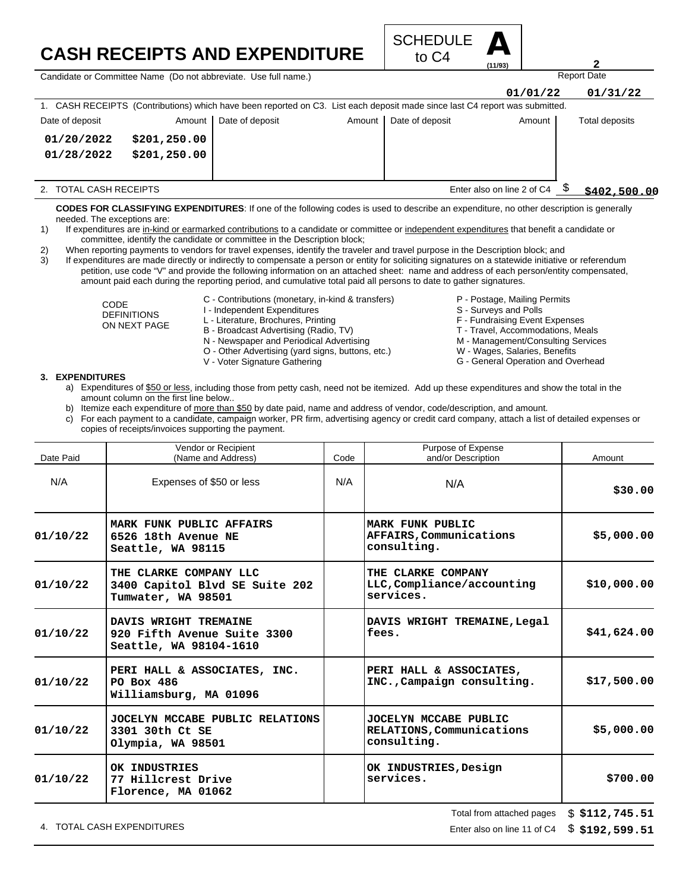# CASH RECEIPTS AND EXPENDITURE

SCHEDULE **A** to C4 (11/93)

Candidate or Committee Name (Do not abbreviate. Use full name.)

Report Date: 01/01/22 – 01/31/22

1. CASH RECEIPTS (Contributions) which have been reported on C3. List each deposit made since last C4 report was submitted.

| Date of deposit | Amount | Date of deposit | Amount | Date of deposit | Amount | Total deposits |
|---|---|---|---|---|---|---|
| 01/20/2022 | $201,250.00 | | | | | |
| 01/28/2022 | $201,250.00 | | | | | |

2. TOTAL CASH RECEIPTS — Enter also on line 2 of C4 $ **$402,500.00**

**CODES FOR CLASSIFYING EXPENDITURES**: If one of the following codes is used to describe an expenditure, no other description is generally needed. The exceptions are:

1) If expenditures are in-kind or earmarked contributions to a candidate or committee or independent expenditures that benefit a candidate or committee, identify the candidate or committee in the Description block;
2) When reporting payments to vendors for travel expenses, identify the traveler and travel purpose in the Description block; and
3) If expenditures are made directly or indirectly to compensate a person or entity for soliciting signatures on a statewide initiative or referendum petition, use code "V" and provide the following information on an attached sheet: name and address of each person/entity compensated, amount paid each during the reporting period, and cumulative total paid all persons to date to gather signatures.

CODE DEFINITIONS ON NEXT PAGE

- C - Contributions (monetary, in-kind & transfers)
- I - Independent Expenditures
- L - Literature, Brochures, Printing
- B - Broadcast Advertising (Radio, TV)
- N - Newspaper and Periodical Advertising
- O - Other Advertising (yard signs, buttons, etc.)
- V - Voter Signature Gathering
- P - Postage, Mailing Permits
- S - Surveys and Polls
- F - Fundraising Event Expenses
- T - Travel, Accommodations, Meals
- M - Management/Consulting Services
- W - Wages, Salaries, Benefits
- G - General Operation and Overhead

**3. EXPENDITURES**

a) Expenditures of $50 or less, including those from petty cash, need not be itemized. Add up these expenditures and show the total in the amount column on the first line below..
b) Itemize each expenditure of more than $50 by date paid, name and address of vendor, code/description, and amount.
c) For each payment to a candidate, campaign worker, PR firm, advertising agency or credit card company, attach a list of detailed expenses or copies of receipts/invoices supporting the payment.

| Date Paid | Vendor or Recipient (Name and Address) | Code | Purpose of Expense and/or Description | Amount |
|---|---|---|---|---|
| N/A | Expenses of $50 or less | N/A | N/A | $30.00 |
| 01/10/22 | MARK FUNK PUBLIC AFFAIRS 6526 18th Avenue NE Seattle, WA 98115 | | MARK FUNK PUBLIC AFFAIRS,Communications consulting. | $5,000.00 |
| 01/10/22 | THE CLARKE COMPANY LLC 3400 Capitol Blvd SE Suite 202 Tumwater, WA 98501 | | THE CLARKE COMPANY LLC,Compliance/accounting services. | $10,000.00 |
| 01/10/22 | DAVIS WRIGHT TREMAINE 920 Fifth Avenue Suite 3300 Seattle, WA 98104-1610 | | DAVIS WRIGHT TREMAINE,Legal fees. | $41,624.00 |
| 01/10/22 | PERI HALL & ASSOCIATES, INC. PO Box 486 Williamsburg, MA 01096 | | PERI HALL & ASSOCIATES, INC.,Campaign consulting. | $17,500.00 |
| 01/10/22 | JOCELYN MCCABE PUBLIC RELATIONS 3301 30th Ct SE Olympia, WA 98501 | | JOCELYN MCCABE PUBLIC RELATIONS,Communications consulting. | $5,000.00 |
| 01/10/22 | OK INDUSTRIES 77 Hillcrest Drive Florence, MA 01062 | | OK INDUSTRIES,Design services. | $700.00 |

Total from attached pages $ **$112,745.51**

4. TOTAL CASH EXPENDITURES — Enter also on line 11 of C4 $ **$192,599.51**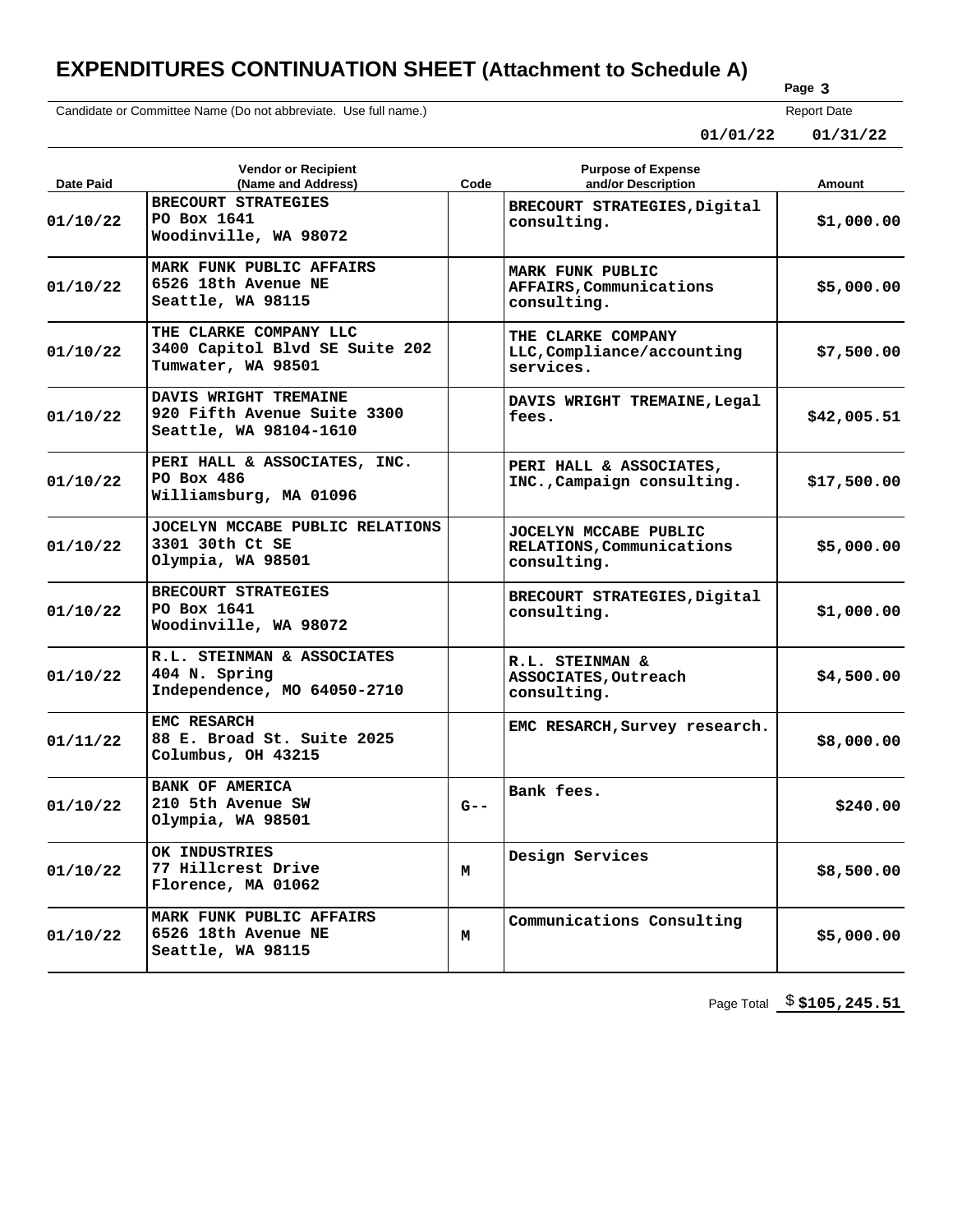# EXPENDITURES CONTINUATION SHEET (Attachment to Schedule A)

Page 3

Candidate or Committee Name (Do not abbreviate. Use full name.)

Report Date

01/01/22 01/31/22

| Date Paid | Vendor or Recipient (Name and Address) | Code | Purpose of Expense and/or Description | Amount |
|---|---|---|---|---|
| 01/10/22 | BRECOURT STRATEGIES<br>PO Box 1641<br>Woodinville, WA 98072 | | BRECOURT STRATEGIES,Digital consulting. | $1,000.00 |
| 01/10/22 | MARK FUNK PUBLIC AFFAIRS<br>6526 18th Avenue NE<br>Seattle, WA 98115 | | MARK FUNK PUBLIC AFFAIRS,Communications consulting. | $5,000.00 |
| 01/10/22 | THE CLARKE COMPANY LLC<br>3400 Capitol Blvd SE Suite 202<br>Tumwater, WA 98501 | | THE CLARKE COMPANY LLC,Compliance/accounting services. | $7,500.00 |
| 01/10/22 | DAVIS WRIGHT TREMAINE<br>920 Fifth Avenue Suite 3300<br>Seattle, WA 98104-1610 | | DAVIS WRIGHT TREMAINE,Legal fees. | $42,005.51 |
| 01/10/22 | PERI HALL & ASSOCIATES, INC.<br>PO Box 486<br>Williamsburg, MA 01096 | | PERI HALL & ASSOCIATES, INC.,Campaign consulting. | $17,500.00 |
| 01/10/22 | JOCELYN MCCABE PUBLIC RELATIONS<br>3301 30th Ct SE<br>Olympia, WA 98501 | | JOCELYN MCCABE PUBLIC RELATIONS,Communications consulting. | $5,000.00 |
| 01/10/22 | BRECOURT STRATEGIES<br>PO Box 1641<br>Woodinville, WA 98072 | | BRECOURT STRATEGIES,Digital consulting. | $1,000.00 |
| 01/10/22 | R.L. STEINMAN & ASSOCIATES<br>404 N. Spring<br>Independence, MO 64050-2710 | | R.L. STEINMAN & ASSOCIATES,Outreach consulting. | $4,500.00 |
| 01/11/22 | EMC RESARCH<br>88 E. Broad St. Suite 2025<br>Columbus, OH 43215 | | EMC RESARCH,Survey research. | $8,000.00 |
| 01/10/22 | BANK OF AMERICA<br>210 5th Avenue SW<br>Olympia, WA 98501 | G-- | Bank fees. | $240.00 |
| 01/10/22 | OK INDUSTRIES<br>77 Hillcrest Drive<br>Florence, MA 01062 | M | Design Services | $8,500.00 |
| 01/10/22 | MARK FUNK PUBLIC AFFAIRS<br>6526 18th Avenue NE<br>Seattle, WA 98115 | M | Communications Consulting | $5,000.00 |

Page Total $ $105,245.51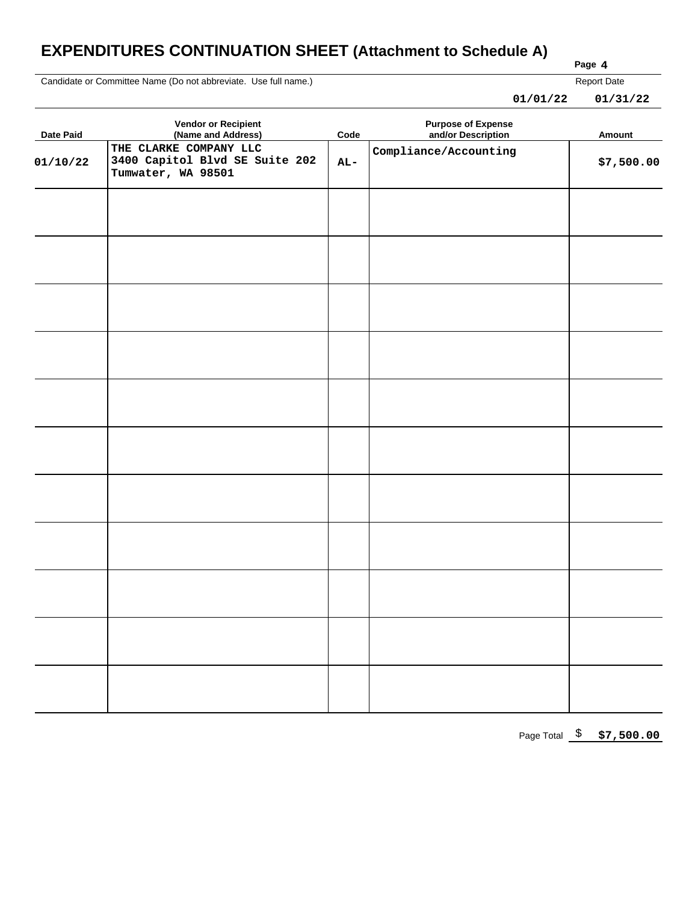# EXPENDITURES CONTINUATION SHEET (Attachment to Schedule A)

Page **4**

Candidate or Committee Name (Do not abbreviate. Use full name.)

Report Date **01/01/22** **01/31/22**

| Date Paid | Vendor or Recipient (Name and Address) | Code | Purpose of Expense and/or Description | Amount |
|---|---|---|---|---|
| 01/10/22 | THE CLARKE COMPANY LLC 3400 Capitol Blvd SE Suite 202 Tumwater, WA 98501 | AL- | Compliance/Accounting | $7,500.00 |
| | | | | |
| | | | | |
| | | | | |
| | | | | |
| | | | | |
| | | | | |
| | | | | |
| | | | | |
| | | | | |
| | | | | |
| | | | | |

Page Total $ **$7,500.00**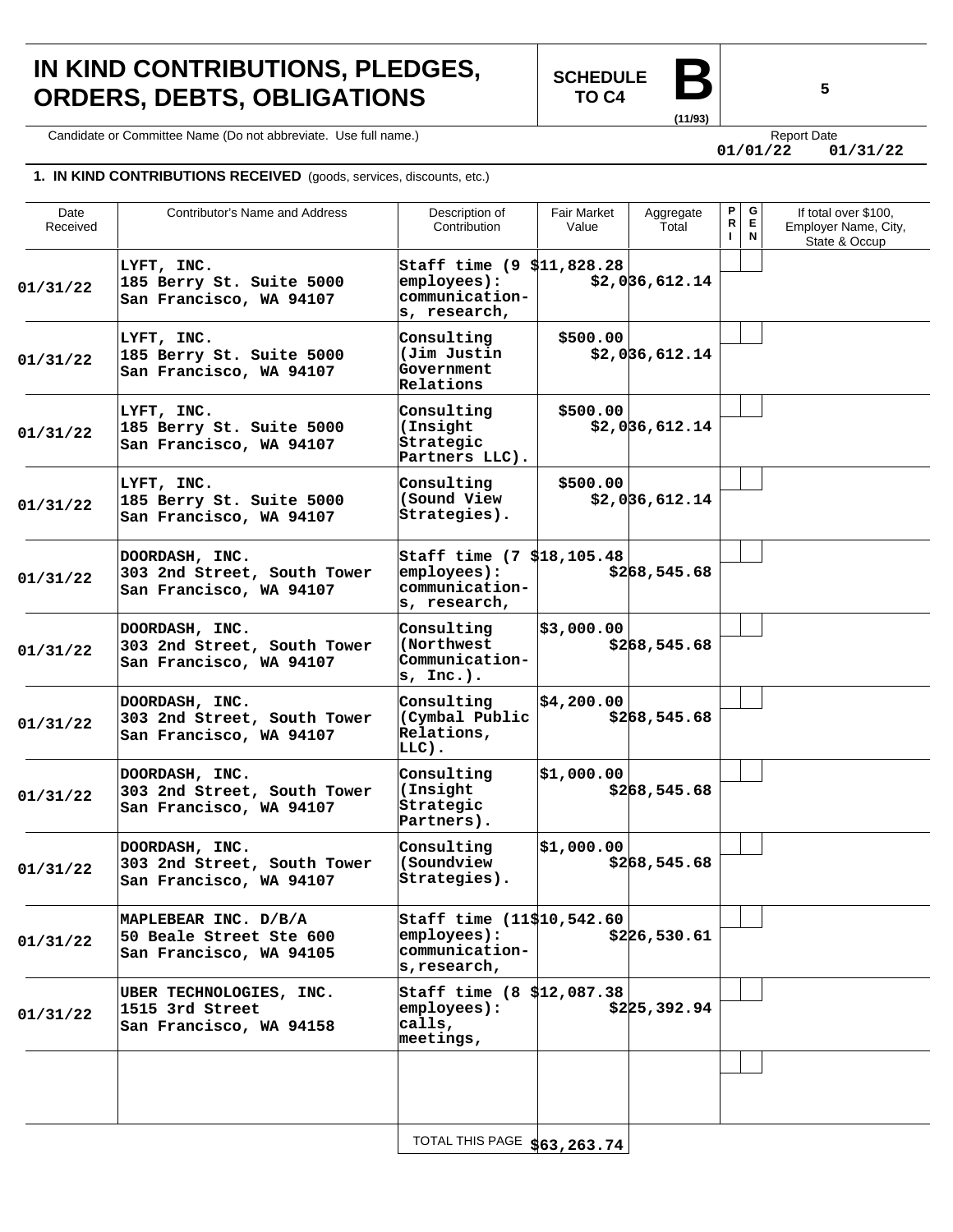# IN KIND CONTRIBUTIONS, PLEDGES, ORDERS, DEBTS, OBLIGATIONS

**SCHEDULE B TO C4** (11/93)

Candidate or Committee Name (Do not abbreviate. Use full name.)

Report Date: 01/01/22 01/31/22

**1. IN KIND CONTRIBUTIONS RECEIVED** (goods, services, discounts, etc.)

| Date Received | Contributor's Name and Address | Description of Contribution | Fair Market Value | Aggregate Total | PRI | GEN | If total over $100, Employer Name, City, State & Occup |
|---|---|---|---|---|---|---|---|
| 01/31/22 | LYFT, INC.<br>185 Berry St. Suite 5000<br>San Francisco, WA 94107 | Staff time (9 employees): communication-s, research, | $11,828.28 | $2,036,612.14 | | | |
| 01/31/22 | LYFT, INC.<br>185 Berry St. Suite 5000<br>San Francisco, WA 94107 | Consulting (Jim Justin Government Relations | $500.00 | $2,036,612.14 | | | |
| 01/31/22 | LYFT, INC.<br>185 Berry St. Suite 5000<br>San Francisco, WA 94107 | Consulting (Insight Strategic Partners LLC). | $500.00 | $2,036,612.14 | | | |
| 01/31/22 | LYFT, INC.<br>185 Berry St. Suite 5000<br>San Francisco, WA 94107 | Consulting (Sound View Strategies). | $500.00 | $2,036,612.14 | | | |
| 01/31/22 | DOORDASH, INC.<br>303 2nd Street, South Tower<br>San Francisco, WA 94107 | Staff time (7 employees): communication-s, research, | $18,105.48 | $268,545.68 | | | |
| 01/31/22 | DOORDASH, INC.<br>303 2nd Street, South Tower<br>San Francisco, WA 94107 | Consulting (Northwest Communication-s, Inc.). | $3,000.00 | $268,545.68 | | | |
| 01/31/22 | DOORDASH, INC.<br>303 2nd Street, South Tower<br>San Francisco, WA 94107 | Consulting (Cymbal Public Relations, LLC). | $4,200.00 | $268,545.68 | | | |
| 01/31/22 | DOORDASH, INC.<br>303 2nd Street, South Tower<br>San Francisco, WA 94107 | Consulting (Insight Strategic Partners). | $1,000.00 | $268,545.68 | | | |
| 01/31/22 | DOORDASH, INC.<br>303 2nd Street, South Tower<br>San Francisco, WA 94107 | Consulting (Soundview Strategies). | $1,000.00 | $268,545.68 | | | |
| 01/31/22 | MAPLEBEAR INC. D/B/A<br>50 Beale Street Ste 600<br>San Francisco, WA 94105 | Staff time (11 employees): communication-s,research, | $10,542.60 | $226,530.61 | | | |
| 01/31/22 | UBER TECHNOLOGIES, INC.<br>1515 3rd Street<br>San Francisco, WA 94158 | Staff time (8 employees): calls, meetings, | $12,087.38 | $225,392.94 | | | |
| | | | | | | | |
| | | TOTAL THIS PAGE | $63,263.74 | | | | |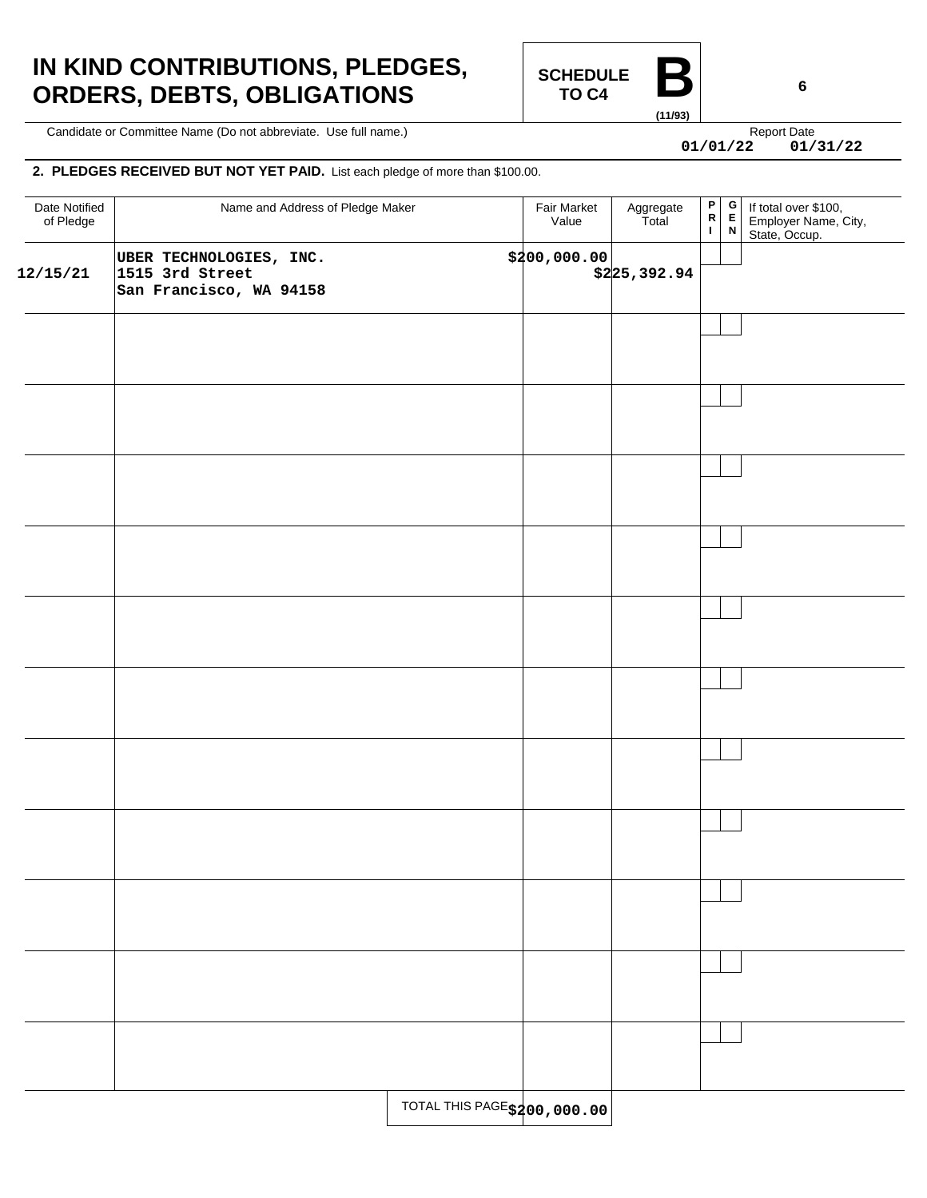# IN KIND CONTRIBUTIONS, PLEDGES, ORDERS, DEBTS, OBLIGATIONS

**SCHEDULE B TO C4** (11/93)

Candidate or Committee Name (Do not abbreviate. Use full name.)

Report Date 01/01/22 01/31/22

**2. PLEDGES RECEIVED BUT NOT YET PAID.** List each pledge of more than $100.00.

| Date Notified of Pledge | Name and Address of Pledge Maker | Fair Market Value | Aggregate Total | PRI | GEN | If total over $100, Employer Name, City, State, Occup. |
|---|---|---|---|---|---|---|
| 12/15/21 | UBER TECHNOLOGIES, INC.<br>1515 3rd Street<br>San Francisco, WA 94158 | $200,000.00 | $225,392.94 | | | |
| | | | | | | |
| | | | | | | |
| | | | | | | |
| | | | | | | |
| | | | | | | |
| | | | | | | |
| | | | | | | |
| | | | | | | |
| | | | | | | |
| | | | | | | |
| | | | | | | |
| | TOTAL THIS PAGE | $200,000.00 | | | | |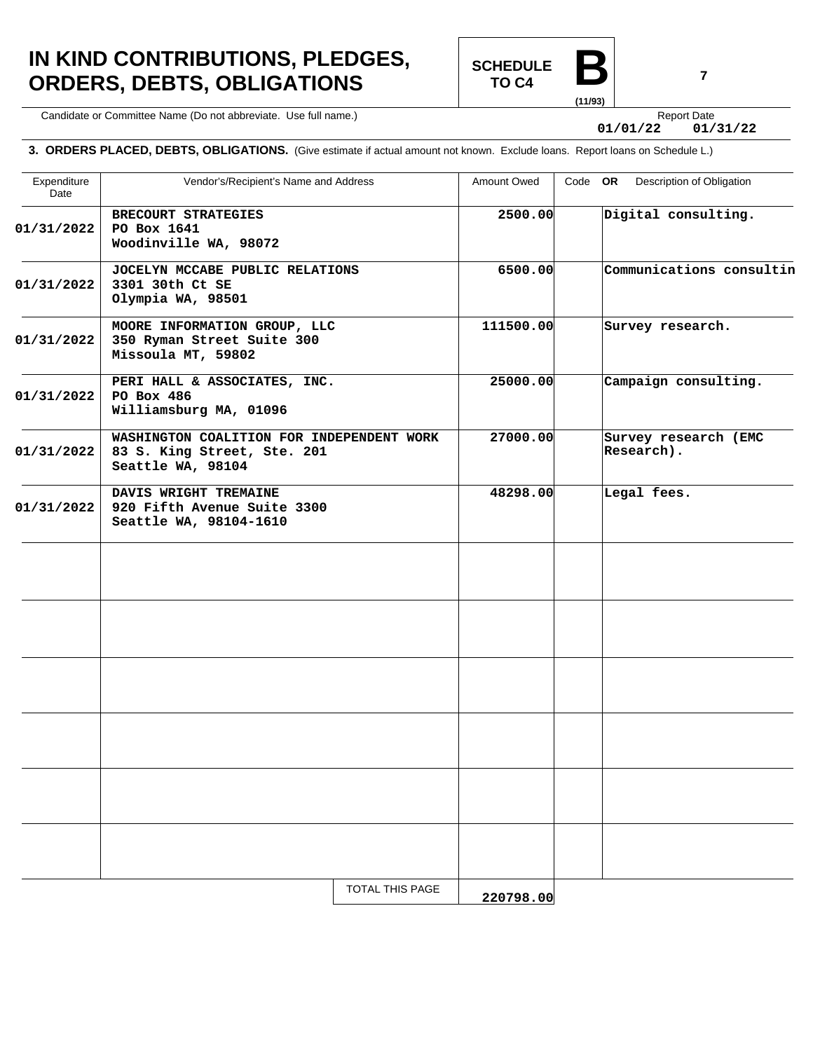# IN KIND CONTRIBUTIONS, PLEDGES, ORDERS, DEBTS, OBLIGATIONS

**SCHEDULE B TO C4** (11/93)

Candidate or Committee Name (Do not abbreviate. Use full name.)

Report Date
**01/01/22 01/31/22**

**3. ORDERS PLACED, DEBTS, OBLIGATIONS.** (Give estimate if actual amount not known. Exclude loans. Report loans on Schedule L.)

| Expenditure Date | Vendor's/Recipient's Name and Address | Amount Owed | Code | OR Description of Obligation |
|---|---|---|---|---|
| 01/31/2022 | BRECOURT STRATEGIES<br>PO Box 1641<br>Woodinville WA, 98072 | 2500.00 | | Digital consulting. |
| 01/31/2022 | JOCELYN MCCABE PUBLIC RELATIONS<br>3301 30th Ct SE<br>Olympia WA, 98501 | 6500.00 | | Communications consultin |
| 01/31/2022 | MOORE INFORMATION GROUP, LLC<br>350 Ryman Street Suite 300<br>Missoula MT, 59802 | 111500.00 | | Survey research. |
| 01/31/2022 | PERI HALL & ASSOCIATES, INC.<br>PO Box 486<br>Williamsburg MA, 01096 | 25000.00 | | Campaign consulting. |
| 01/31/2022 | WASHINGTON COALITION FOR INDEPENDENT WORK<br>83 S. King Street, Ste. 201<br>Seattle WA, 98104 | 27000.00 | | Survey research (EMC Research). |
| 01/31/2022 | DAVIS WRIGHT TREMAINE<br>920 Fifth Avenue Suite 3300<br>Seattle WA, 98104-1610 | 48298.00 | | Legal fees. |
| | | | | |
| | | | | |
| | | | | |
| | | | | |
| | | | | |
| | | | | |
| | TOTAL THIS PAGE | 220798.00 | | |